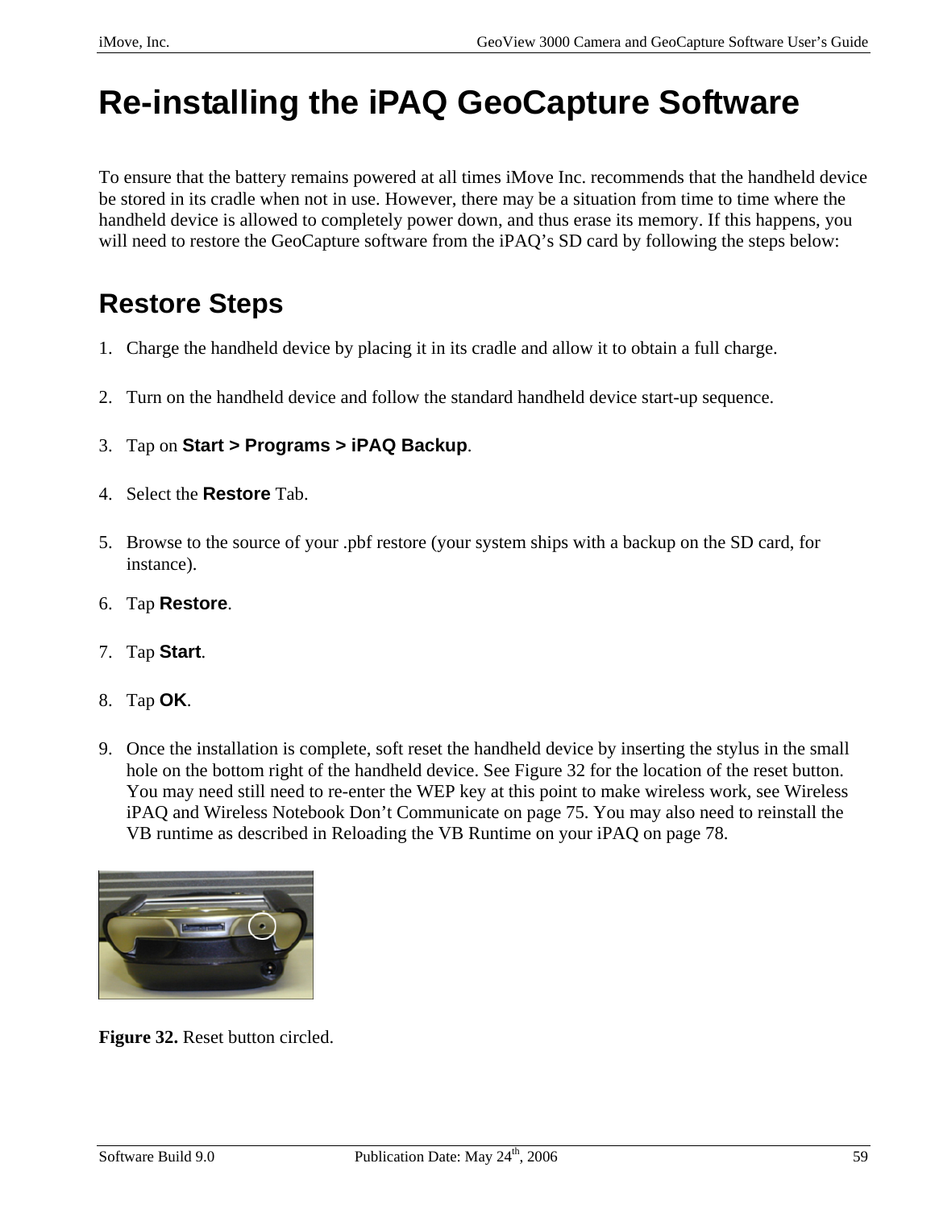# Re-installing the iPAQ GeoCapture Software

To ensure that the battery remains powered at all times iMove Inc. recommends that the handheld device be stored in its cradle when not in use. However, there may be a situation from time to time where the handheld device is allowed to completely power down, and thus erase its memory. If this happens, you will need to restore the GeoCapture software from the iPAQ's SD card by following the steps below:

## Restore Steps

1. Charge the handheld device by placing it in its cradle and allow it to obtain a full charge.
2. Turn on the handheld device and follow the standard handheld device start-up sequence.
3. Tap on **Start > Programs > iPAQ Backup**.
4. Select the **Restore** Tab.
5. Browse to the source of your .pbf restore (your system ships with a backup on the SD card, for instance).
6. Tap **Restore**.
7. Tap **Start**.
8. Tap **OK**.
9. Once the installation is complete, soft reset the handheld device by inserting the stylus in the small hole on the bottom right of the handheld device. See Figure 32 for the location of the reset button. You may need still need to re-enter the WEP key at this point to make wireless work, see Wireless iPAQ and Wireless Notebook Don't Communicate on page 75. You may also need to reinstall the VB runtime as described in Reloading the VB Runtime on your iPAQ on page 78.

**Figure 32.** Reset button circled.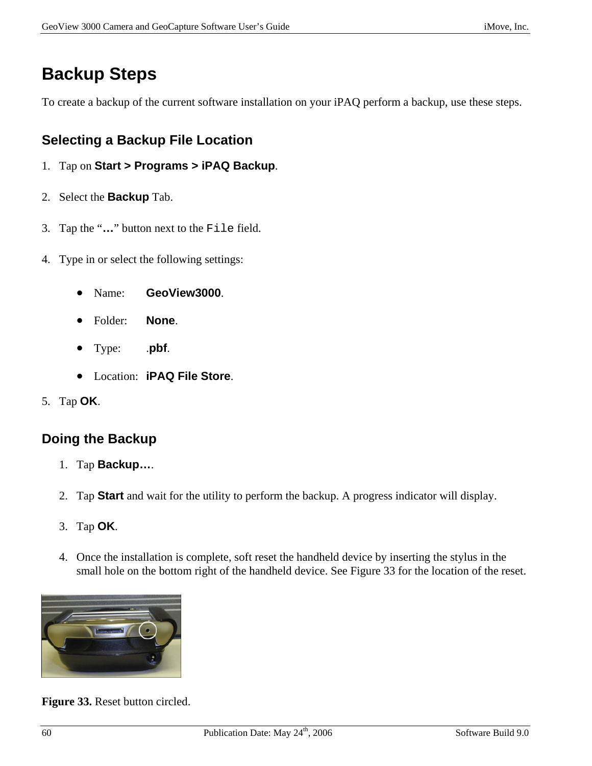# Backup Steps

To create a backup of the current software installation on your iPAQ perform a backup, use these steps.

## Selecting a Backup File Location

1. Tap on **Start > Programs > iPAQ Backup**.
2. Select the **Backup** Tab.
3. Tap the "**…**" button next to the `File` field.
4. Type in or select the following settings:
   - Name: **GeoView3000**.
   - Folder: **None**.
   - Type: .**pbf**.
   - Location: **iPAQ File Store**.
5. Tap **OK**.

## Doing the Backup

1. Tap **Backup…**.
2. Tap **Start** and wait for the utility to perform the backup. A progress indicator will display.
3. Tap **OK**.
4. Once the installation is complete, soft reset the handheld device by inserting the stylus in the small hole on the bottom right of the handheld device. See Figure 33 for the location of the reset.

**Figure 33.** Reset button circled.